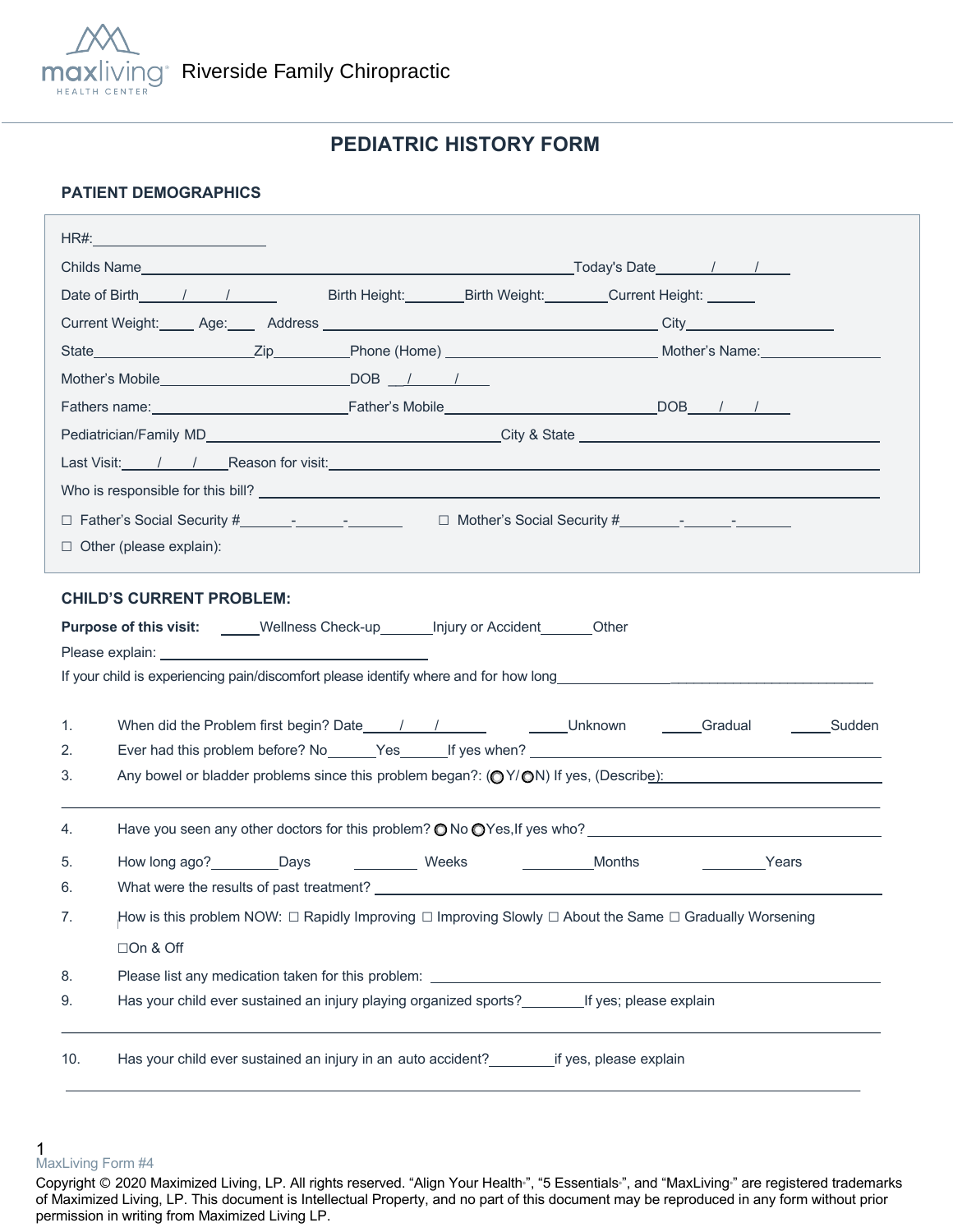maxliving HEALTH CENTER Riverside Family Chiropractic

# PEDIATRIC HISTORY FORM

## PATIENT DEMOGRAPHICS

HR#:____________________

Childs Name______________________________________________Today's Date_____/____/____

Date of Birth_____/____/______ Birth Height:_______Birth Weight:________Current Height: ______

Current Weight:_____ Age:____ Address ______________________________________ City__________________

State_________________Zip__________Phone (Home) ________________________ Mother's Name:______________

Mother's Mobile______________________DOB __/_____/_____

Fathers name:______________________Father's Mobile________________________DOB____/____/____

Pediatrician/Family MD_________________________________City & State ______________________________

Last Visit:____/____/____Reason for visit:________________________________________________________

Who is responsible for this bill? ______________________________________________________________

☐ Father's Social Security #______-______-_______ ☐ Mother's Social Security #_______-______-_______

☐ Other (please explain):

## CHILD'S CURRENT PROBLEM:

**Purpose of this visit:** _____Wellness Check-up______Injury or Accident______Other

Please explain: ______________________________

If your child is experiencing pain/discomfort please identify where and for how long______________________________

1. When did the Problem first begin? Date____/____/______ _____Unknown _____Gradual _____Sudden
2. Ever had this problem before? No______Yes______If yes when? ______________________________
3. Any bowel or bladder problems since this problem began?: (◯ Y/ ◯N) If yes, (Describe):______________________________

______________________________________________________________________________

4. Have you seen any other doctors for this problem? ◯ No ◯Yes,If yes who? ______________________________
5. How long ago?________Days ________ Weeks _________Months ________Years
6. What were the results of past treatment? ______________________________
7. How is this problem NOW: ☐ Rapidly Improving ☐ Improving Slowly ☐ About the Same ☐ Gradually Worsening ☐On & Off
8. Please list any medication taken for this problem: ______________________________
9. Has your child ever sustained an injury playing organized sports?________If yes; please explain

______________________________________________________________________________

10. Has your child ever sustained an injury in an auto accident?________if yes, please explain

______________________________________________________________________________

MaxLiving Form #4

Copyright © 2020 Maximized Living, LP. All rights reserved. "Align Your Health", "5 Essentials", and "MaxLiving" are registered trademarks of Maximized Living, LP. This document is Intellectual Property, and no part of this document may be reproduced in any form without prior permission in writing from Maximized Living LP.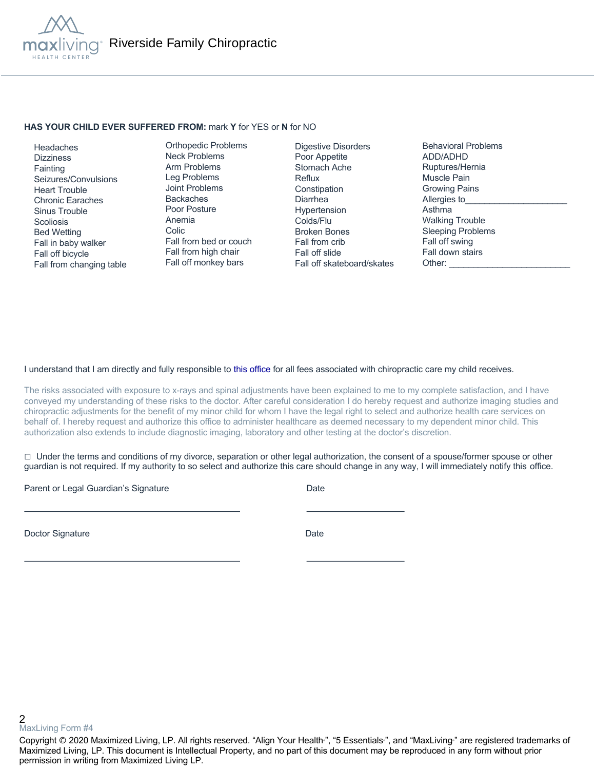Riverside Family Chiropractic

**HAS YOUR CHILD EVER SUFFERED FROM:** mark **Y** for YES or **N** for NO

| | | | |
|---|---|---|---|
| Headaches | Orthopedic Problems | Digestive Disorders | Behavioral Problems |
| Dizziness | Neck Problems | Poor Appetite | ADD/ADHD |
| Fainting | Arm Problems | Stomach Ache | Ruptures/Hernia |
| Seizures/Convulsions | Leg Problems | Reflux | Muscle Pain |
| Heart Trouble | Joint Problems | Constipation | Growing Pains |
| Chronic Earaches | Backaches | Diarrhea | Allergies to_____________________ |
| Sinus Trouble | Poor Posture | Hypertension | Asthma |
| Scoliosis | Anemia | Colds/Flu | Walking Trouble |
| Bed Wetting | Colic | Broken Bones | Sleeping Problems |
| Fall in baby walker | Fall from bed or couch | Fall from crib | Fall off swing |
| Fall off bicycle | Fall from high chair | Fall off slide | Fall down stairs |
| Fall from changing table | Fall off monkey bars | Fall off skateboard/skates | Other: _________________________ |

I understand that I am directly and fully responsible to this office for all fees associated with chiropractic care my child receives.

The risks associated with exposure to x-rays and spinal adjustments have been explained to me to my complete satisfaction, and I have conveyed my understanding of these risks to the doctor. After careful consideration I do hereby request and authorize imaging studies and chiropractic adjustments for the benefit of my minor child for whom I have the legal right to select and authorize health care services on behalf of. I hereby request and authorize this office to administer healthcare as deemed necessary to my dependent minor child. This authorization also extends to include diagnostic imaging, laboratory and other testing at the doctor's discretion.

☐ Under the terms and conditions of my divorce, separation or other legal authorization, the consent of a spouse/former spouse or other guardian is not required. If my authority to so select and authorize this care should change in any way, I will immediately notify this office.

Parent or Legal Guardian's Signature _____________________________ Date _______________

Doctor Signature _____________________________ Date _______________

MaxLiving Form #4

Copyright © 2020 Maximized Living, LP. All rights reserved. "Align Your Health®", "5 Essentials®", and "MaxLiving®" are registered trademarks of Maximized Living, LP. This document is Intellectual Property, and no part of this document may be reproduced in any form without prior permission in writing from Maximized Living LP.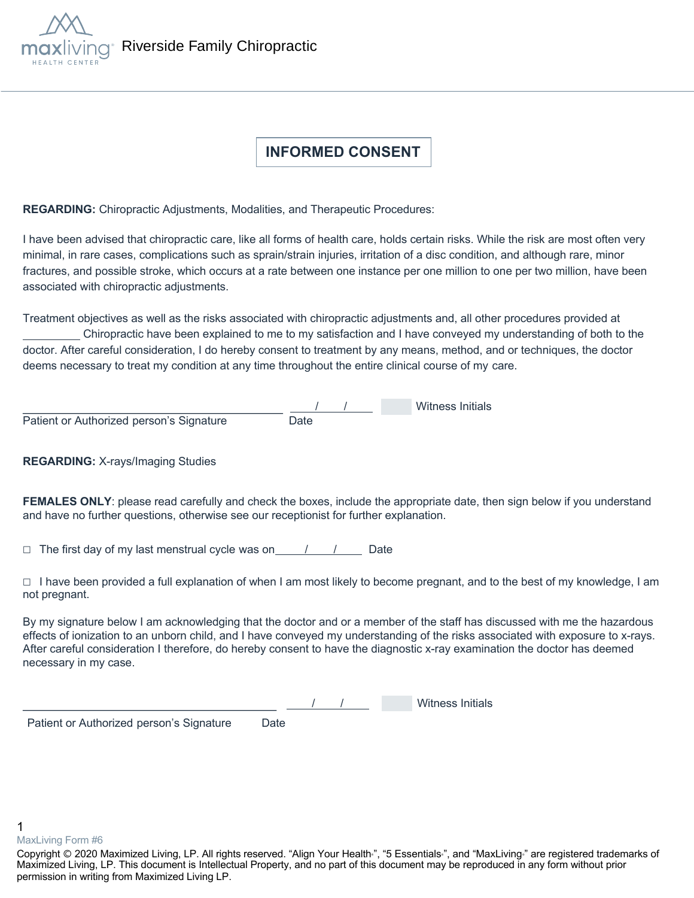Riverside Family Chiropractic

# INFORMED CONSENT

**REGARDING:** Chiropractic Adjustments, Modalities, and Therapeutic Procedures:

I have been advised that chiropractic care, like all forms of health care, holds certain risks. While the risk are most often very minimal, in rare cases, complications such as sprain/strain injuries, irritation of a disc condition, and although rare, minor fractures, and possible stroke, which occurs at a rate between one instance per one million to one per two million, have been associated with chiropractic adjustments.

Treatment objectives as well as the risks associated with chiropractic adjustments and, all other procedures provided at __________ Chiropractic have been explained to me to my satisfaction and I have conveyed my understanding of both to the doctor. After careful consideration, I do hereby consent to treatment by any means, method, and or techniques, the doctor deems necessary to treat my condition at any time throughout the entire clinical course of my care.

______________________________________ ____/____/____ Witness Initials

Patient or Authorized person's Signature Date

**REGARDING:** X-rays/Imaging Studies

**FEMALES ONLY**: please read carefully and check the boxes, include the appropriate date, then sign below if you understand and have no further questions, otherwise see our receptionist for further explanation.

☐ The first day of my last menstrual cycle was on____/____/____ Date

☐ I have been provided a full explanation of when I am most likely to become pregnant, and to the best of my knowledge, I am not pregnant.

By my signature below I am acknowledging that the doctor and or a member of the staff has discussed with me the hazardous effects of ionization to an unborn child, and I have conveyed my understanding of the risks associated with exposure to x-rays. After careful consideration I therefore, do hereby consent to have the diagnostic x-ray examination the doctor has deemed necessary in my case.

______________________________________ ____/____/____ Witness Initials

Patient or Authorized person's Signature Date

MaxLiving Form #6

Copyright © 2020 Maximized Living, LP. All rights reserved. "Align Your Health®", "5 Essentials®", and "MaxLiving®" are registered trademarks of Maximized Living, LP. This document is Intellectual Property, and no part of this document may be reproduced in any form without prior permission in writing from Maximized Living LP.